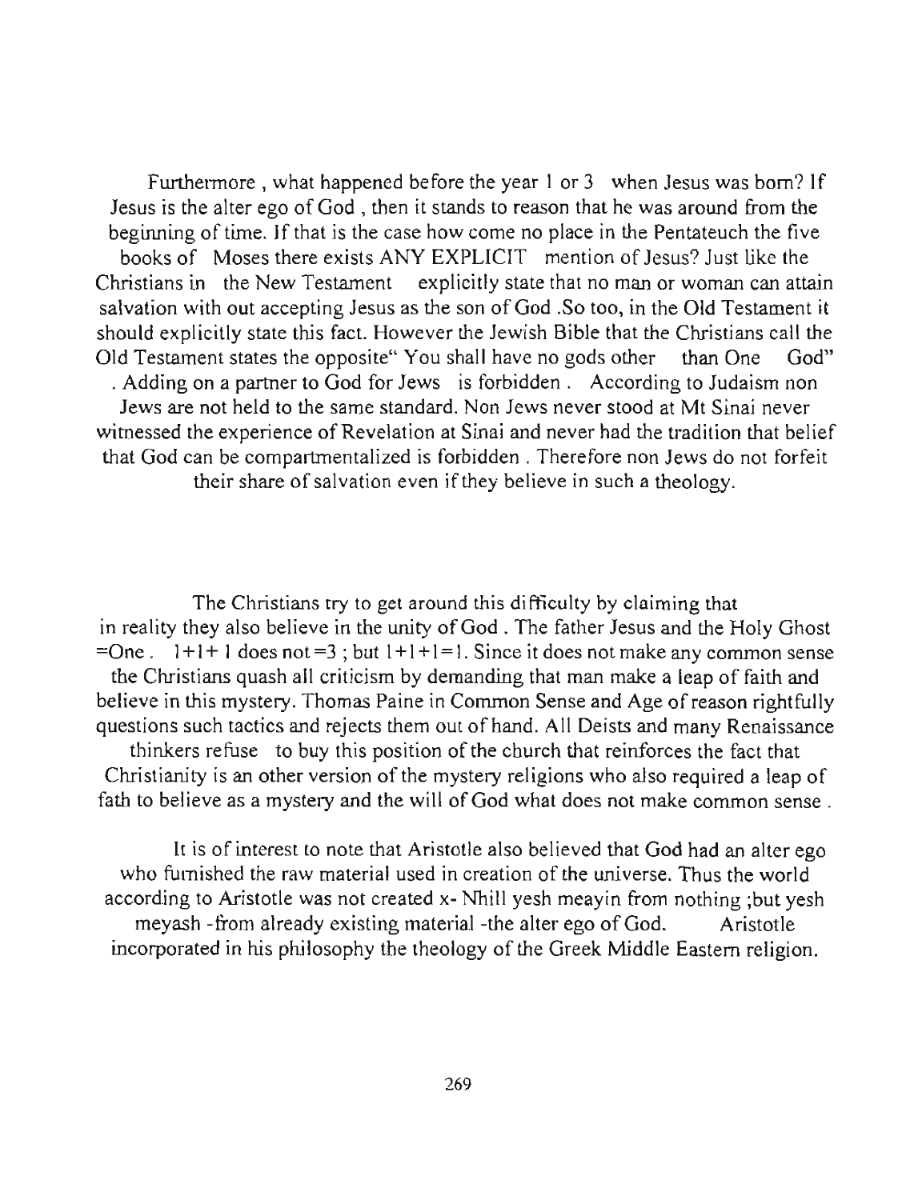Furthermore , what happened before the year 1 or 3 when Jesus was born? If Jesus is the alter ego of God , then it stands to reason that he was around from the beginning of time. If that is the case how come no place in the Pentateuch the five books of Moses there exists ANY EXPLICIT mention of Jesus? Just like the Christians in the New Testament explicitly state that no man or woman can attain salvation with out accepting Jesus as the son of God .So too, in the Old Testament it should explicitly state this fact. However the Jewish Bible that the Christians call the Old Testament states the opposite" You shall have no gods other than One God" . Adding on a partner to God for Jews is forbidden . According to Judaism non Jews are not held to the same standard. Non Jews never stood at Mt Sinai never witnessed the experience of Revelation at Sinai and never had the tradition that belief that God can be compartmentalized is forbidden . Therefore non Jews do not forfeit their share of salvation even if they believe in such a theology.

The Christians try to get around this difficulty by claiming that in reality they also believe in the unity of God . The father Jesus and the Holy Ghost =One . 1+1+ 1 does not =3 ; but 1+1+1=1. Since it does not make any common sense the Christians quash all criticism by demanding that man make a leap of faith and believe in this mystery. Thomas Paine in Common Sense and Age of reason rightfully questions such tactics and rejects them out of hand. All Deists and many Renaissance thinkers refuse to buy this position of the church that reinforces the fact that Christianity is an other version of the mystery religions who also required a leap of fath to believe as a mystery and the will of God what does not make common sense .

It is of interest to note that Aristotle also believed that God had an alter ego who furnished the raw material used in creation of the universe. Thus the world according to Aristotle was not created x- Nhill yesh meayin from nothing ;but yesh meyash -from already existing material -the alter ego of God. Aristotle incorporated in his philosophy the theology of the Greek Middle Eastern religion.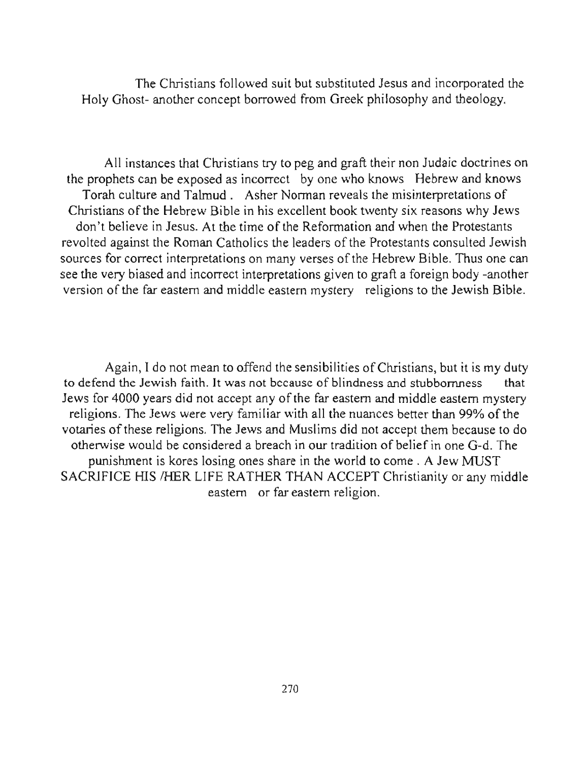The Christians followed suit but substituted Jesus and incorporated the Holy Ghost- another concept borrowed from Greek philosophy and theology.

All instances that Christians try to peg and graft their non Judaic doctrines on the prophets can be exposed as incorrect by one who knows Hebrew and knows Torah culture and Talmud . Asher Norman reveals the misinterpretations of Christians of the Hebrew Bible in his excellent book twenty six reasons why Jews don't believe in Jesus. At the time of the Reformation and when the Protestants revolted against the Roman Catholics the leaders of the Protestants consulted Jewish sources for correct interpretations on many verses of the Hebrew Bible. Thus one can see the very biased and incorrect interpretations given to graft a foreign body -another version of the far eastern and middle eastern mystery religions to the Jewish Bible.

Again, I do not mean to offend the sensibilities of Christians, but it is my duty to defend the Jewish faith. It was not because of blindness and stubbornness that Jews for 4000 years did not accept any of the far eastern and middle eastern mystery religions. The Jews were very familiar with all the nuances better than 99% of the votaries of these religions. The Jews and Muslims did not accept them because to do otherwise would be considered a breach in our tradition of belief in one G-d. The punishment is kores losing ones share in the world to come . A Jew MUST SACRIFICE HIS /HER LIFE RATHER THAN ACCEPT Christianity or any middle eastern or far eastern religion.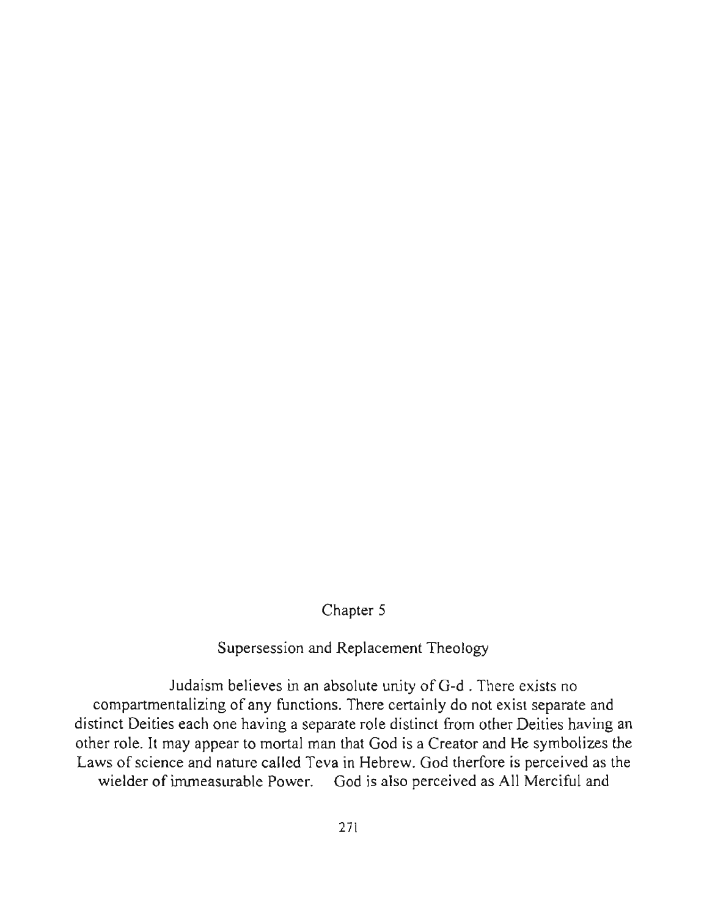# Chapter 5

## Supersession and Replacement Theology

Judaism believes in an absolute unity of G-d . There exists no compartmentalizing of any functions. There certainly do not exist separate and distinct Deities each one having a separate role distinct from other Deities having an other role. It may appear to mortal man that God is a Creator and He symbolizes the Laws of science and nature called Teva in Hebrew. God therfore is perceived as the wielder of immeasurable Power. God is also perceived as All Merciful and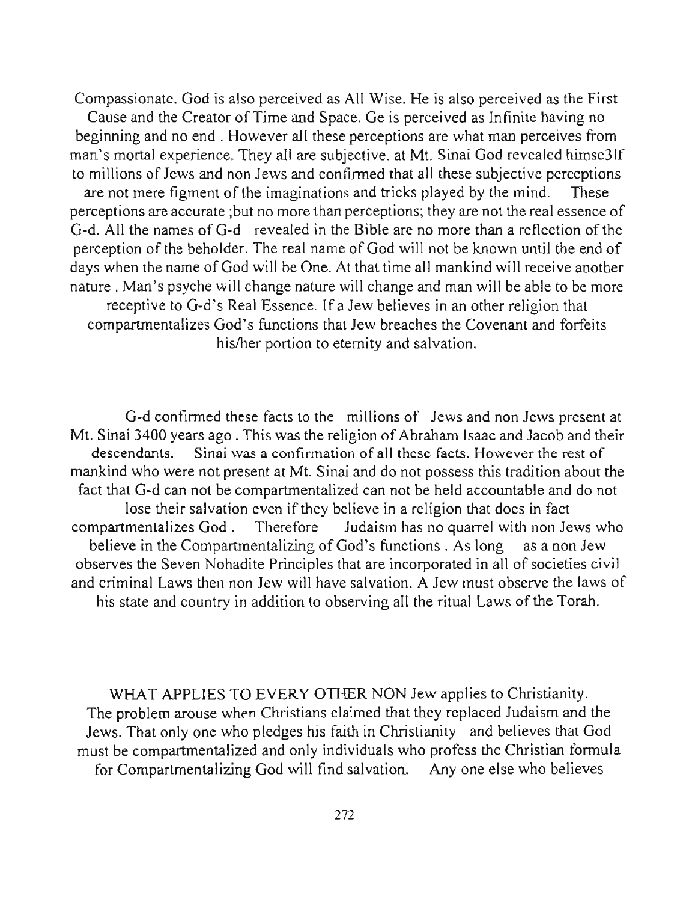Compassionate. God is also perceived as All Wise. He is also perceived as the First Cause and the Creator of Time and Space. Ge is perceived as Infinite having no beginning and no end . However all these perceptions are what man perceives from man's mortal experience. They all are subjective. at Mt. Sinai God revealed himse3lf to millions of Jews and non Jews and confirmed that all these subjective perceptions are not mere figment of the imaginations and tricks played by the mind. These perceptions are accurate ;but no more than perceptions; they are not the real essence of G-d. All the names of G-d revealed in the Bible are no more than a reflection of the perception of the beholder. The real name of God will not be known until the end of days when the name of God will be One. At that time all mankind will receive another nature . Man's psyche will change nature will change and man will be able to be more receptive to G-d's Real Essence. If a Jew believes in an other religion that compartmentalizes God's functions that Jew breaches the Covenant and forfeits his/her portion to eternity and salvation.

G-d confirmed these facts to the millions of Jews and non Jews present at Mt. Sinai 3400 years ago . This was the religion of Abraham Isaac and Jacob and their descendants. Sinai was a confirmation of all these facts. However the rest of mankind who were not present at Mt. Sinai and do not possess this tradition about the fact that G-d can not be compartmentalized can not be held accountable and do not lose their salvation even if they believe in a religion that does in fact compartmentalizes God . Therefore Judaism has no quarrel with non Jews who believe in the Compartmentalizing of God's functions . As long as a non Jew observes the Seven Nohadite Principles that are incorporated in all of societies civil and criminal Laws then non Jew will have salvation. A Jew must observe the laws of his state and country in addition to observing all the ritual Laws of the Torah.

WHAT APPLIES TO EVERY OTHER NON Jew applies to Christianity. The problem arouse when Christians claimed that they replaced Judaism and the Jews. That only one who pledges his faith in Christianity and believes that God must be compartmentalized and only individuals who profess the Christian formula for Compartmentalizing God will find salvation. Any one else who believes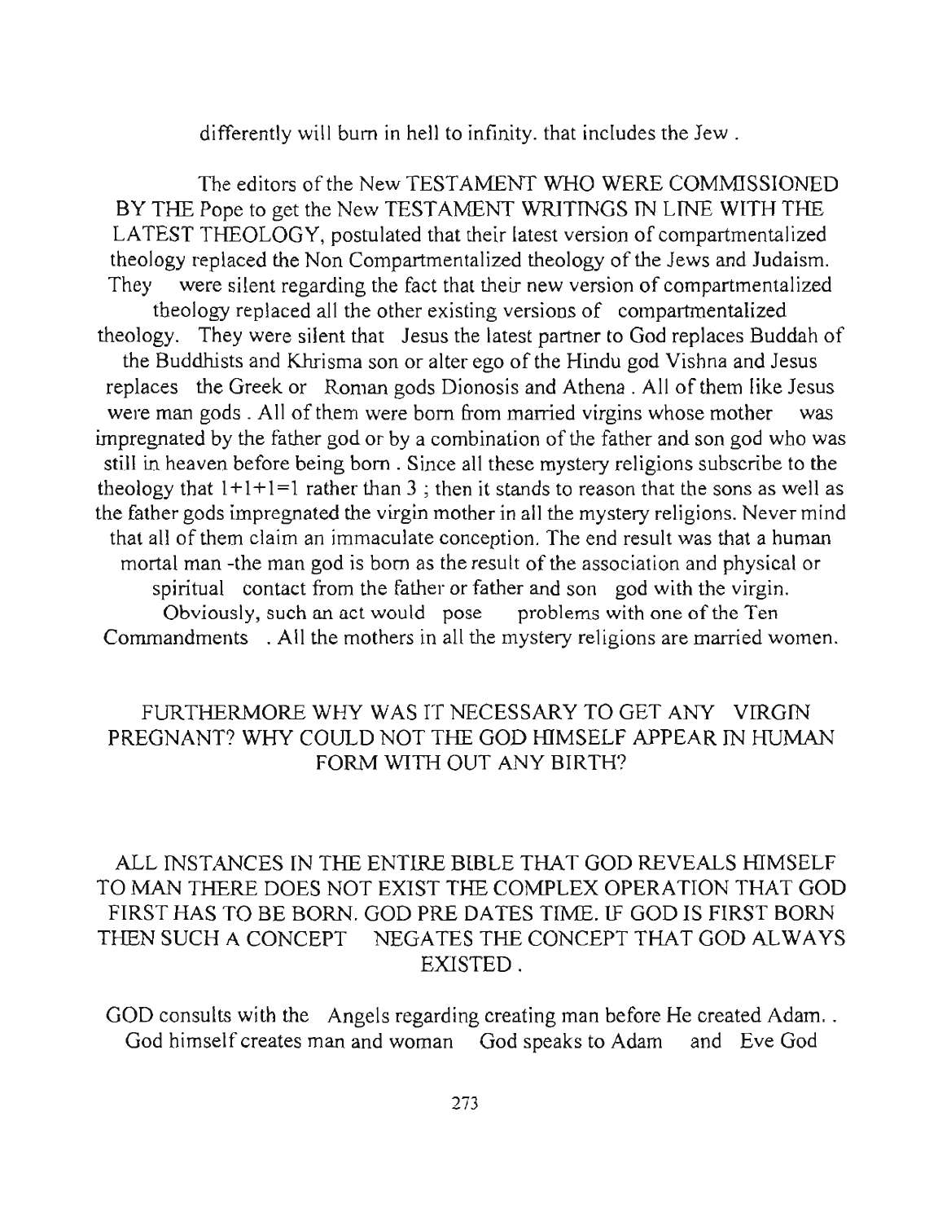differently will burn in hell to infinity. that includes the Jew .

The editors of the New TESTAMENT WHO WERE COMMISSIONED BY THE Pope to get the New TESTAMENT WRITINGS IN LINE WITH THE LATEST THEOLOGY, postulated that their latest version of compartmentalized theology replaced the Non Compartmentalized theology of the Jews and Judaism. They were silent regarding the fact that their new version of compartmentalized theology replaced all the other existing versions of compartmentalized theology. They were silent that Jesus the latest partner to God replaces Buddah of the Buddhists and Khrisma son or alter ego of the Hindu god Vishna and Jesus replaces the Greek or Roman gods Dionosis and Athena . All of them like Jesus were man gods . All of them were born from married virgins whose mother was impregnated by the father god or by a combination of the father and son god who was still in heaven before being born . Since all these mystery religions subscribe to the theology that 1+1+1=1 rather than 3 ; then it stands to reason that the sons as well as the father gods impregnated the virgin mother in all the mystery religions. Never mind that all of them claim an immaculate conception. The end result was that a human mortal man -the man god is born as the result of the association and physical or spiritual contact from the father or father and son god with the virgin. Obviously, such an act would pose problems with one of the Ten Commandments . All the mothers in all the mystery religions are married women.

FURTHERMORE WHY WAS IT NECESSARY TO GET ANY VIRGIN PREGNANT? WHY COULD NOT THE GOD HIMSELF APPEAR IN HUMAN FORM WITH OUT ANY BIRTH?

ALL INSTANCES IN THE ENTIRE BIBLE THAT GOD REVEALS HIMSELF TO MAN THERE DOES NOT EXIST THE COMPLEX OPERATION THAT GOD FIRST HAS TO BE BORN. GOD PRE DATES TIME. IF GOD IS FIRST BORN THEN SUCH A CONCEPT NEGATES THE CONCEPT THAT GOD ALWAYS EXISTED .

GOD consults with the Angels regarding creating man before He created Adam. . God himself creates man and woman God speaks to Adam and Eve God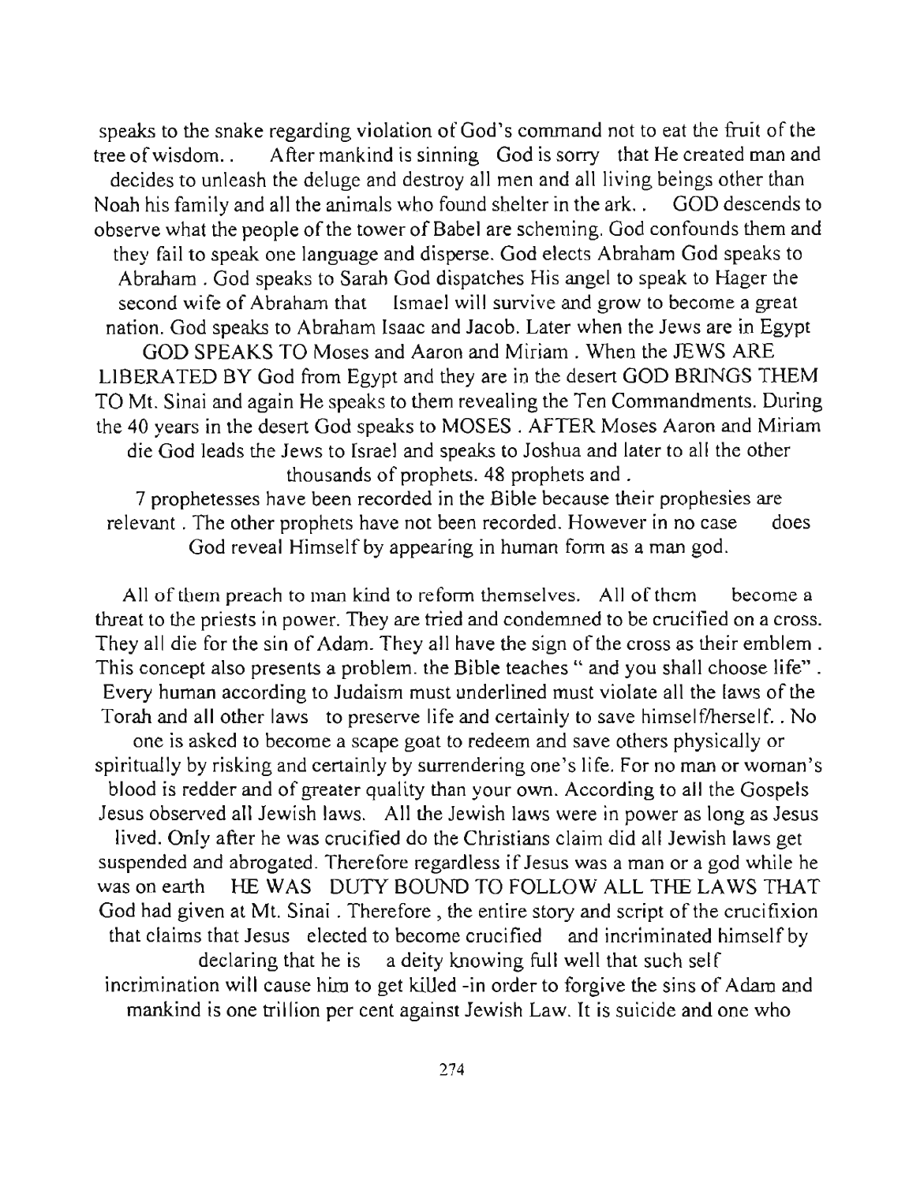speaks to the snake regarding violation of God's command not to eat the fruit of the tree of wisdom. . After mankind is sinning God is sorry that He created man and decides to unleash the deluge and destroy all men and all living beings other than Noah his family and all the animals who found shelter in the ark. . GOD descends to observe what the people of the tower of Babel are scheming. God confounds them and they fail to speak one language and disperse. God elects Abraham God speaks to Abraham . God speaks to Sarah God dispatches His angel to speak to Hager the second wife of Abraham that Ismael will survive and grow to become a great nation. God speaks to Abraham Isaac and Jacob. Later when the Jews are in Egypt GOD SPEAKS TO Moses and Aaron and Miriam . When the JEWS ARE LIBERATED BY God from Egypt and they are in the desert GOD BRINGS THEM TO Mt. Sinai and again He speaks to them revealing the Ten Commandments. During the 40 years in the desert God speaks to MOSES . AFTER Moses Aaron and Miriam die God leads the Jews to Israel and speaks to Joshua and later to all the other thousands of prophets. 48 prophets and .

7 prophetesses have been recorded in the Bible because their prophesies are relevant . The other prophets have not been recorded. However in no case does God reveal Himself by appearing in human form as a man god.

All of them preach to man kind to reform themselves. All of them become a threat to the priests in power. They are tried and condemned to be crucified on a cross. They all die for the sin of Adam. They all have the sign of the cross as their emblem . This concept also presents a problem. the Bible teaches " and you shall choose life" . Every human according to Judaism must underlined must violate all the laws of the Torah and all other laws to preserve life and certainly to save himself/herself. . No one is asked to become a scape goat to redeem and save others physically or spiritually by risking and certainly by surrendering one's life. For no man or woman's blood is redder and of greater quality than your own. According to all the Gospels Jesus observed all Jewish laws. All the Jewish laws were in power as long as Jesus lived. Only after he was crucified do the Christians claim did all Jewish laws get suspended and abrogated. Therefore regardless if Jesus was a man or a god while he was on earth HE WAS DUTY BOUND TO FOLLOW ALL THE LAWS THAT God had given at Mt. Sinai . Therefore , the entire story and script of the crucifixion that claims that Jesus elected to become crucified and incriminated himself by declaring that he is a deity knowing full well that such self incrimination will cause him to get killed -in order to forgive the sins of Adam and mankind is one trillion per cent against Jewish Law. It is suicide and one who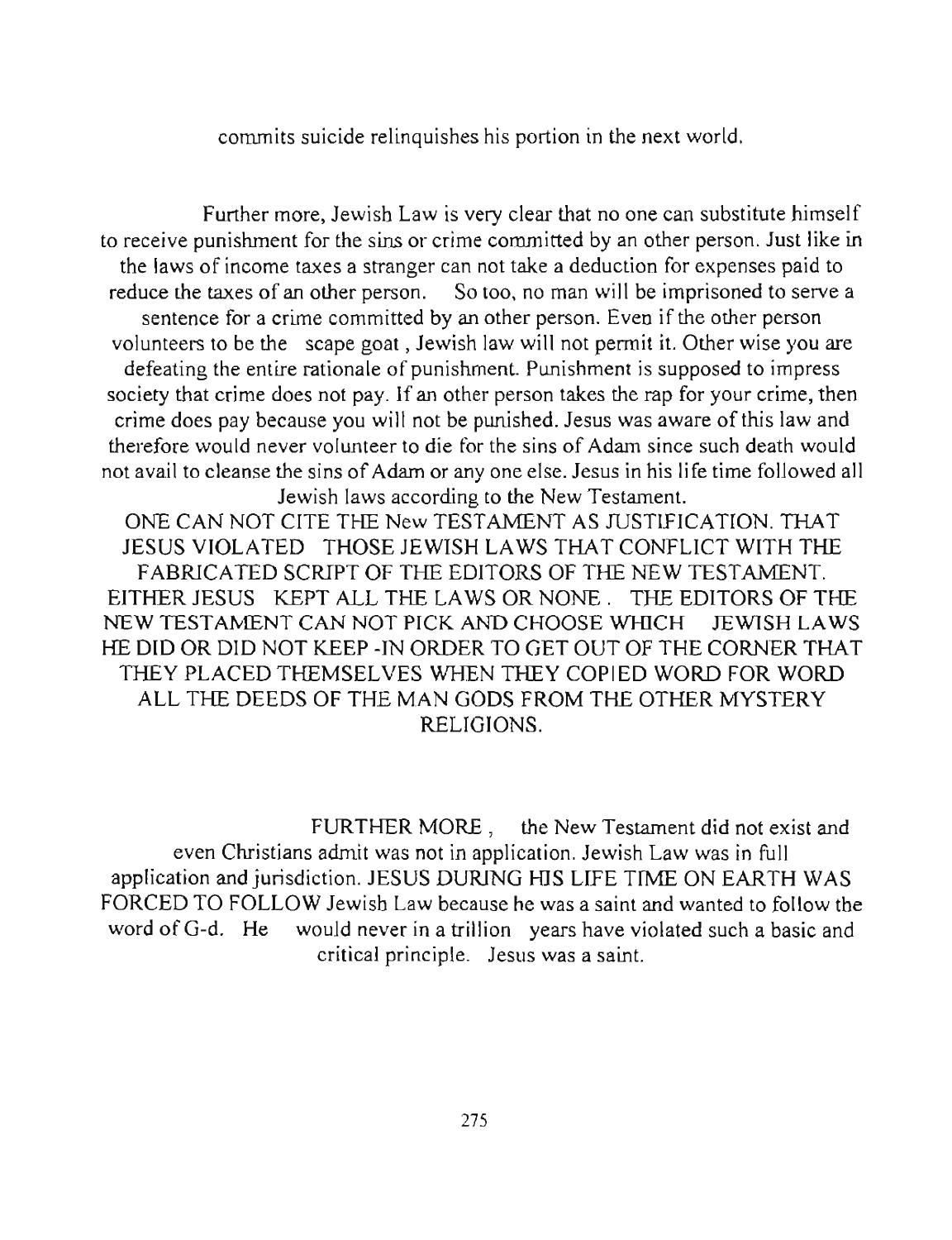commits suicide relinquishes his portion in the next world.

Further more, Jewish Law is very clear that no one can substitute himself to receive punishment for the sins or crime committed by an other person. Just like in the laws of income taxes a stranger can not take a deduction for expenses paid to reduce the taxes of an other person. So too, no man will be imprisoned to serve a sentence for a crime committed by an other person. Even if the other person volunteers to be the scape goat , Jewish law will not permit it. Other wise you are defeating the entire rationale of punishment. Punishment is supposed to impress society that crime does not pay. If an other person takes the rap for your crime, then crime does pay because you will not be punished. Jesus was aware of this law and therefore would never volunteer to die for the sins of Adam since such death would not avail to cleanse the sins of Adam or any one else. Jesus in his life time followed all Jewish laws according to the New Testament.

ONE CAN NOT CITE THE New TESTAMENT AS JUSTIFICATION. THAT JESUS VIOLATED THOSE JEWISH LAWS THAT CONFLICT WITH THE FABRICATED SCRIPT OF THE EDITORS OF THE NEW TESTAMENT. EITHER JESUS KEPT ALL THE LAWS OR NONE . THE EDITORS OF THE NEW TESTAMENT CAN NOT PICK AND CHOOSE WHICH JEWISH LAWS HE DID OR DID NOT KEEP -IN ORDER TO GET OUT OF THE CORNER THAT THEY PLACED THEMSELVES WHEN THEY COPIED WORD FOR WORD ALL THE DEEDS OF THE MAN GODS FROM THE OTHER MYSTERY RELIGIONS.

FURTHER MORE , the New Testament did not exist and even Christians admit was not in application. Jewish Law was in full application and jurisdiction. JESUS DURING HIS LIFE TIME ON EARTH WAS FORCED TO FOLLOW Jewish Law because he was a saint and wanted to follow the word of G-d. He would never in a trillion years have violated such a basic and critical principle. Jesus was a saint.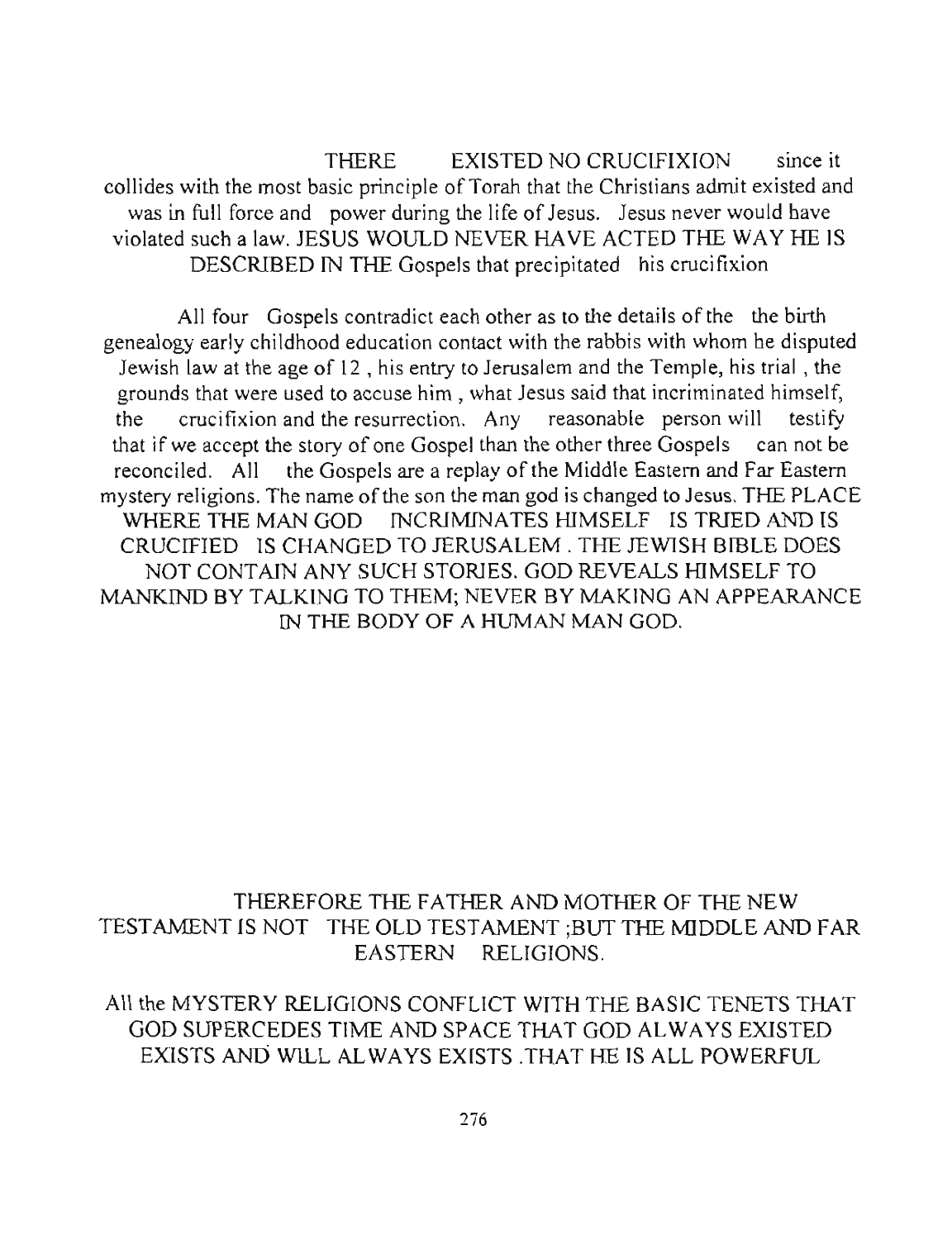THERE EXISTED NO CRUCIFIXION since it collides with the most basic principle of Torah that the Christians admit existed and was in full force and power during the life of Jesus. Jesus never would have violated such a law. JESUS WOULD NEVER HAVE ACTED THE WAY HE IS DESCRIBED IN THE Gospels that precipitated his crucifixion

All four Gospels contradict each other as to the details of the the birth genealogy early childhood education contact with the rabbis with whom he disputed Jewish law at the age of 12 , his entry to Jerusalem and the Temple, his trial , the grounds that were used to accuse him , what Jesus said that incriminated himself, the crucifixion and the resurrection. Any reasonable person will testify that if we accept the story of one Gospel than the other three Gospels can not be reconciled. All the Gospels are a replay of the Middle Eastern and Far Eastern mystery religions. The name of the son the man god is changed to Jesus. THE PLACE WHERE THE MAN GOD INCRIMINATES HIMSELF IS TRIED AND IS CRUCIFIED IS CHANGED TO JERUSALEM . THE JEWISH BIBLE DOES NOT CONTAIN ANY SUCH STORIES. GOD REVEALS HIMSELF TO MANKIND BY TALKING TO THEM; NEVER BY MAKING AN APPEARANCE IN THE BODY OF A HUMAN MAN GOD.

THEREFORE THE FATHER AND MOTHER OF THE NEW TESTAMENT IS NOT THE OLD TESTAMENT ;BUT THE MIDDLE AND FAR EASTERN RELIGIONS.

All the MYSTERY RELIGIONS CONFLICT WITH THE BASIC TENETS THAT GOD SUPERCEDES TIME AND SPACE THAT GOD ALWAYS EXISTED EXISTS AND WILL ALWAYS EXISTS .THAT HE IS ALL POWERFUL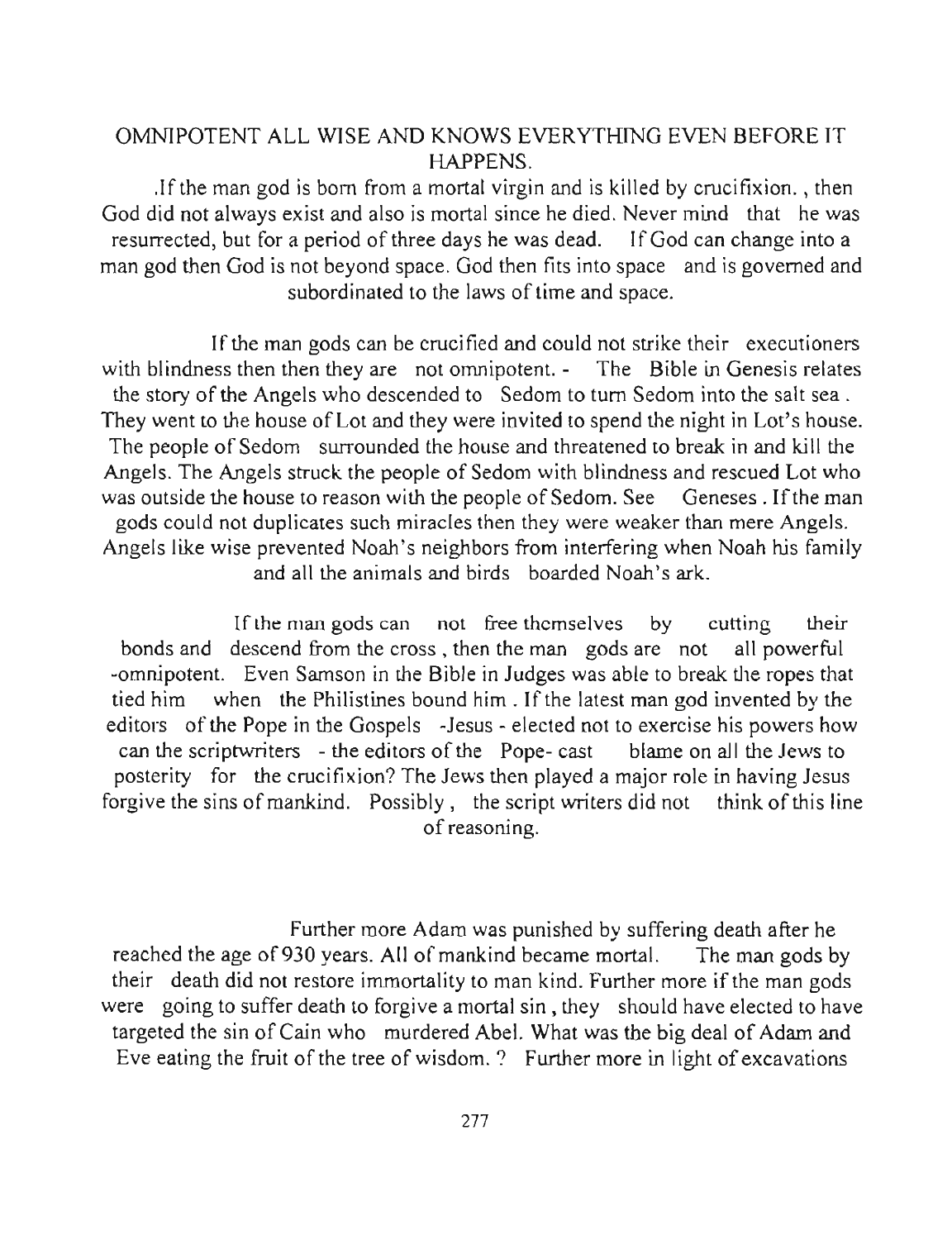OMNIPOTENT ALL WISE AND KNOWS EVERYTHING EVEN BEFORE IT HAPPENS.

.If the man god is born from a mortal virgin and is killed by crucifixion. , then God did not always exist and also is mortal since he died. Never mind that he was resurrected, but for a period of three days he was dead. If God can change into a man god then God is not beyond space. God then fits into space and is governed and subordinated to the laws of time and space.

If the man gods can be crucified and could not strike their executioners with blindness then then they are not omnipotent. - The Bible in Genesis relates the story of the Angels who descended to Sedom to turn Sedom into the salt sea . They went to the house of Lot and they were invited to spend the night in Lot's house. The people of Sedom surrounded the house and threatened to break in and kill the Angels. The Angels struck the people of Sedom with blindness and rescued Lot who was outside the house to reason with the people of Sedom. See Geneses . If the man gods could not duplicates such miracles then they were weaker than mere Angels. Angels like wise prevented Noah's neighbors from interfering when Noah his family and all the animals and birds boarded Noah's ark.

If the man gods can not free themselves by cutting their bonds and descend from the cross , then the man gods are not all powerful -omnipotent. Even Samson in the Bible in Judges was able to break the ropes that tied him when the Philistines bound him . If the latest man god invented by the editors of the Pope in the Gospels -Jesus - elected not to exercise his powers how can the scriptwriters - the editors of the Pope- cast blame on all the Jews to posterity for the crucifixion? The Jews then played a major role in having Jesus forgive the sins of mankind. Possibly , the script writers did not think of this line of reasoning.

Further more Adam was punished by suffering death after he reached the age of 930 years. All of mankind became mortal. The man gods by their death did not restore immortality to man kind. Further more if the man gods were going to suffer death to forgive a mortal sin , they should have elected to have targeted the sin of Cain who murdered Abel. What was the big deal of Adam and Eve eating the fruit of the tree of wisdom. ? Further more in light of excavations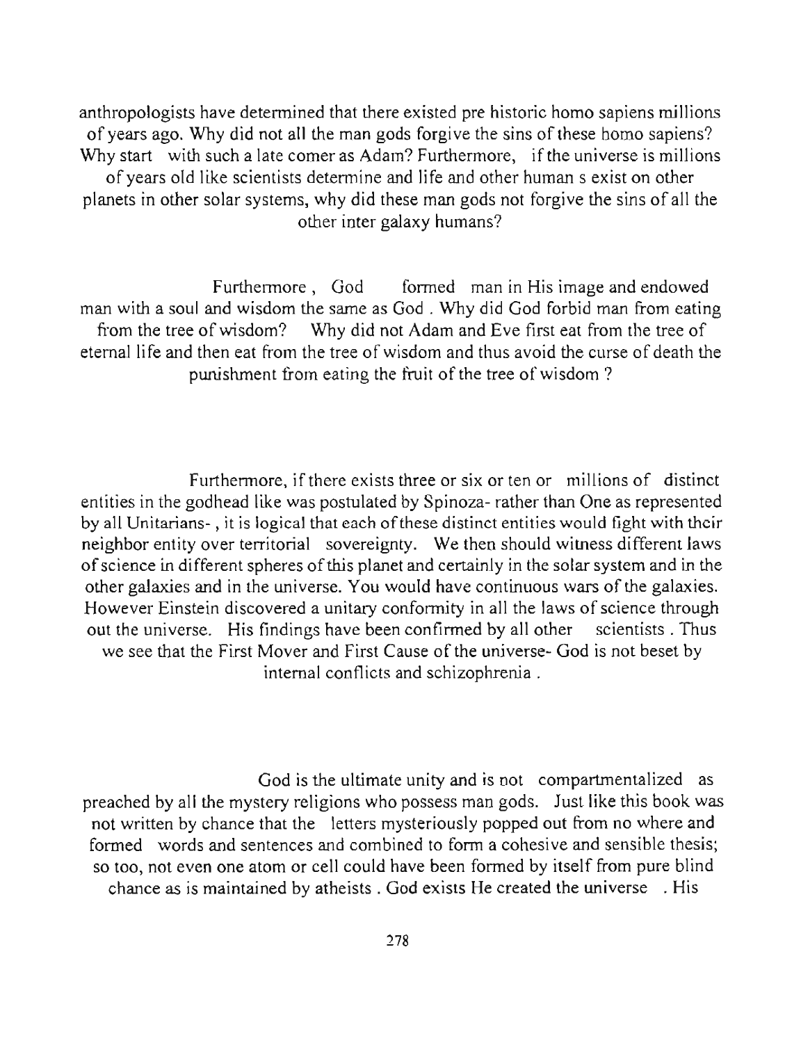anthropologists have determined that there existed pre historic homo sapiens millions of years ago. Why did not all the man gods forgive the sins of these homo sapiens? Why start with such a late comer as Adam? Furthermore, if the universe is millions of years old like scientists determine and life and other human s exist on other planets in other solar systems, why did these man gods not forgive the sins of all the other inter galaxy humans?

Furthermore , God formed man in His image and endowed man with a soul and wisdom the same as God . Why did God forbid man from eating from the tree of wisdom? Why did not Adam and Eve first eat from the tree of eternal life and then eat from the tree of wisdom and thus avoid the curse of death the punishment from eating the fruit of the tree of wisdom ?

Furthermore, if there exists three or six or ten or millions of distinct entities in the godhead like was postulated by Spinoza- rather than One as represented by all Unitarians- , it is logical that each of these distinct entities would fight with their neighbor entity over territorial sovereignty. We then should witness different laws of science in different spheres of this planet and certainly in the solar system and in the other galaxies and in the universe. You would have continuous wars of the galaxies. However Einstein discovered a unitary conformity in all the laws of science through out the universe. His findings have been confirmed by all other scientists . Thus we see that the First Mover and First Cause of the universe- God is not beset by internal conflicts and schizophrenia .

God is the ultimate unity and is not compartmentalized as preached by all the mystery religions who possess man gods. Just like this book was not written by chance that the letters mysteriously popped out from no where and formed words and sentences and combined to form a cohesive and sensible thesis; so too, not even one atom or cell could have been formed by itself from pure blind chance as is maintained by atheists . God exists He created the universe . His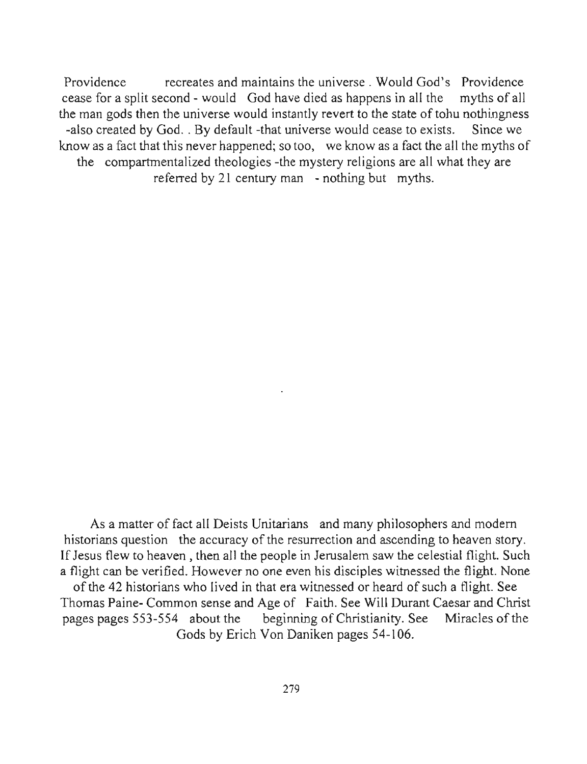Providence recreates and maintains the universe . Would God's Providence cease for a split second - would God have died as happens in all the myths of all the man gods then the universe would instantly revert to the state of tohu nothingness -also created by God. . By default -that universe would cease to exists. Since we know as a fact that this never happened; so too, we know as a fact the all the myths of the compartmentalized theologies -the mystery religions are all what they are referred by 21 century man - nothing but myths.

As a matter of fact all Deists Unitarians and many philosophers and modern historians question the accuracy of the resurrection and ascending to heaven story. If Jesus flew to heaven , then all the people in Jerusalem saw the celestial flight. Such a flight can be verified. However no one even his disciples witnessed the flight. None of the 42 historians who lived in that era witnessed or heard of such a flight. See Thomas Paine- Common sense and Age of Faith. See Will Durant Caesar and Christ pages pages 553-554 about the beginning of Christianity. See Miracles of the Gods by Erich Von Daniken pages 54-106.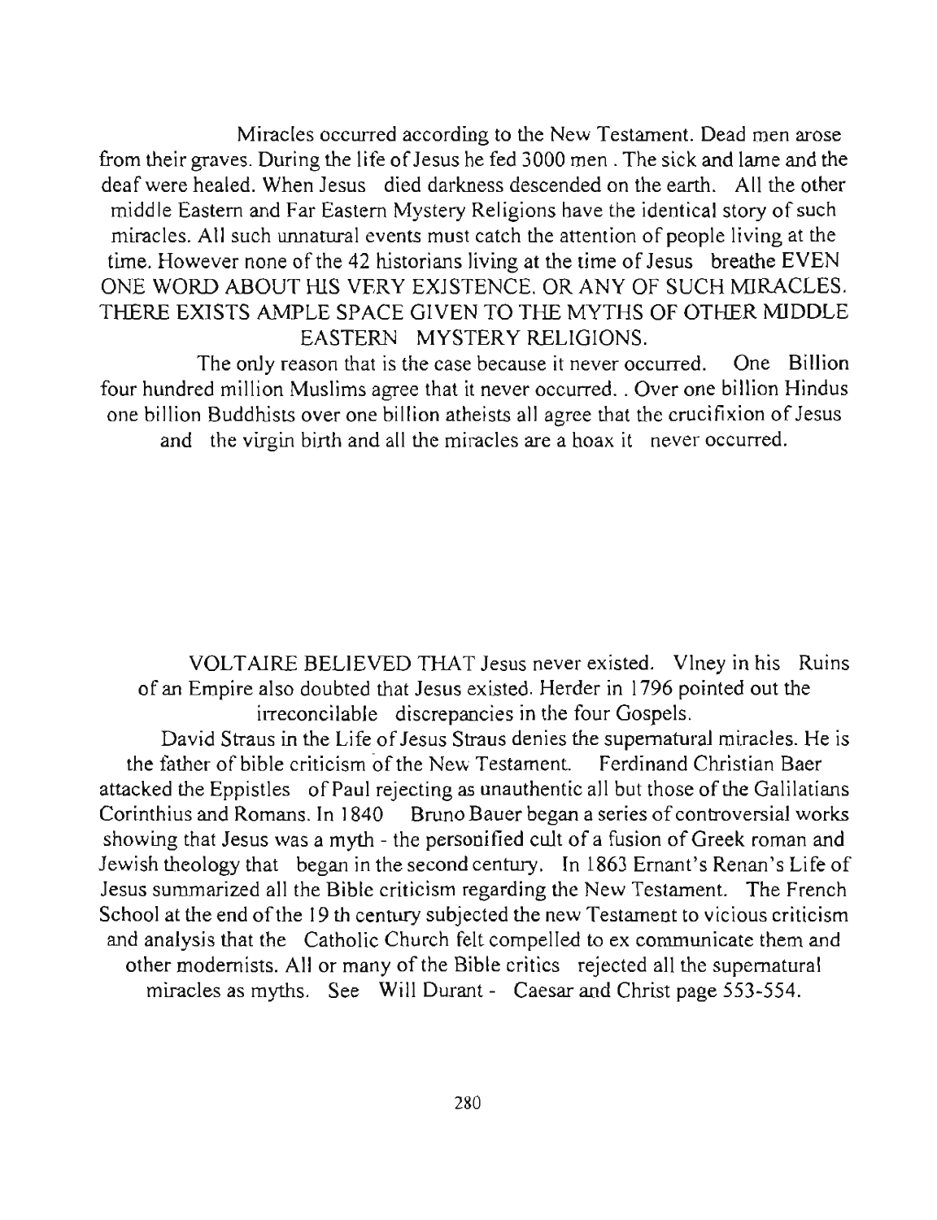Miracles occurred according to the New Testament. Dead men arose from their graves. During the life of Jesus he fed 3000 men . The sick and lame and the deaf were healed. When Jesus died darkness descended on the earth. All the other middle Eastern and Far Eastern Mystery Religions have the identical story of such miracles. All such unnatural events must catch the attention of people living at the time. However none of the 42 historians living at the time of Jesus breathe EVEN ONE WORD ABOUT HIS VERY EXISTENCE. OR ANY OF SUCH MIRACLES. THERE EXISTS AMPLE SPACE GIVEN TO THE MYTHS OF OTHER MIDDLE EASTERN MYSTERY RELIGIONS.

The only reason that is the case because it never occurred. One Billion four hundred million Muslims agree that it never occurred. . Over one billion Hindus one billion Buddhists over one billion atheists all agree that the crucifixion of Jesus and the virgin birth and all the miracles are a hoax it never occurred.

VOLTAIRE BELIEVED THAT Jesus never existed. Vlney in his Ruins of an Empire also doubted that Jesus existed. Herder in 1796 pointed out the irreconcilable discrepancies in the four Gospels.

David Straus in the Life of Jesus Straus denies the supernatural miracles. He is the father of bible criticism of the New Testament. Ferdinand Christian Baer attacked the Eppistles of Paul rejecting as unauthentic all but those of the Galilatians Corinthius and Romans. In 1840 Bruno Bauer began a series of controversial works showing that Jesus was a myth - the personified cult of a fusion of Greek roman and Jewish theology that began in the second century. In 1863 Ernant's Renan's Life of Jesus summarized all the Bible criticism regarding the New Testament. The French School at the end of the 19 th century subjected the new Testament to vicious criticism and analysis that the Catholic Church felt compelled to ex communicate them and other modernists. All or many of the Bible critics rejected all the supernatural miracles as myths. See Will Durant - Caesar and Christ page 553-554.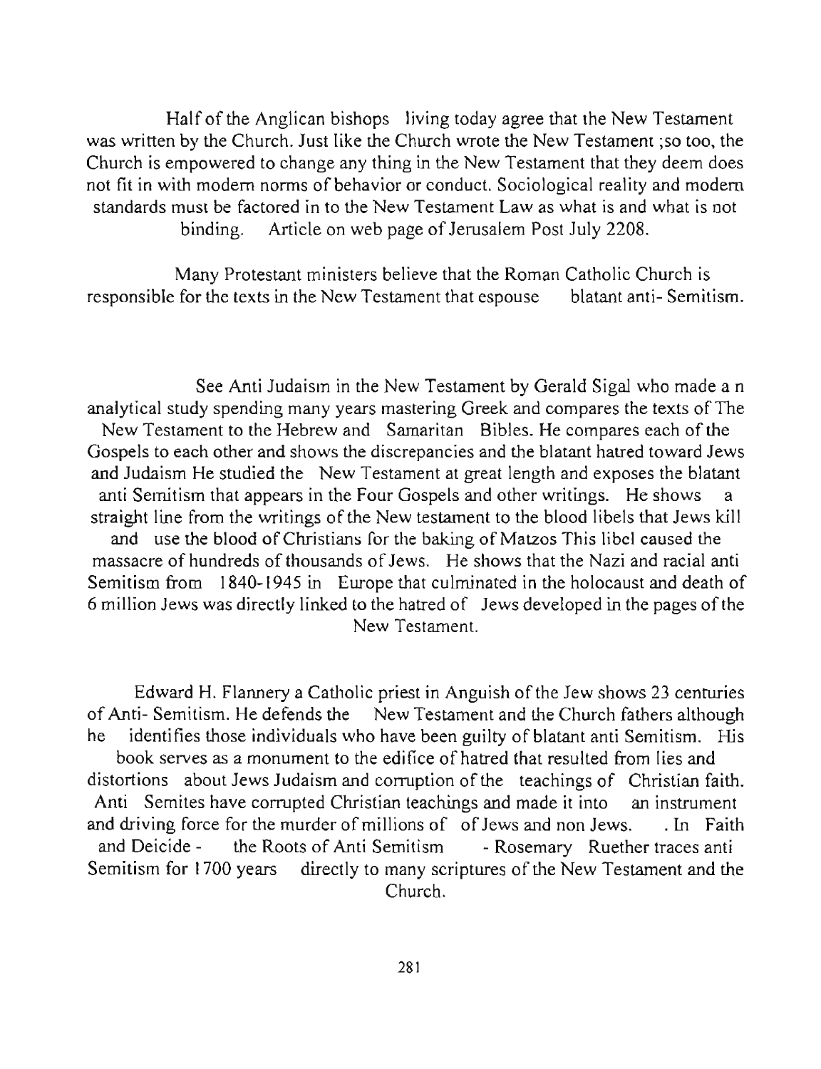Half of the Anglican bishops living today agree that the New Testament was written by the Church. Just like the Church wrote the New Testament ;so too, the Church is empowered to change any thing in the New Testament that they deem does not fit in with modern norms of behavior or conduct. Sociological reality and modern standards must be factored in to the New Testament Law as what is and what is not binding. Article on web page of Jerusalem Post July 2208.

Many Protestant ministers believe that the Roman Catholic Church is responsible for the texts in the New Testament that espouse blatant anti- Semitism.

See Anti Judaism in the New Testament by Gerald Sigal who made a n analytical study spending many years mastering Greek and compares the texts of The New Testament to the Hebrew and Samaritan Bibles. He compares each of the Gospels to each other and shows the discrepancies and the blatant hatred toward Jews and Judaism He studied the New Testament at great length and exposes the blatant anti Semitism that appears in the Four Gospels and other writings. He shows a straight line from the writings of the New testament to the blood libels that Jews kill and use the blood of Christians for the baking of Matzos This libel caused the massacre of hundreds of thousands of Jews. He shows that the Nazi and racial anti Semitism from 1840-1945 in Europe that culminated in the holocaust and death of 6 million Jews was directly linked to the hatred of Jews developed in the pages of the New Testament.

Edward H. Flannery a Catholic priest in Anguish of the Jew shows 23 centuries of Anti- Semitism. He defends the New Testament and the Church fathers although he identifies those individuals who have been guilty of blatant anti Semitism. His book serves as a monument to the edifice of hatred that resulted from lies and distortions about Jews Judaism and corruption of the teachings of Christian faith. Anti Semites have corrupted Christian teachings and made it into an instrument and driving force for the murder of millions of of Jews and non Jews. . In Faith and Deicide - the Roots of Anti Semitism - Rosemary Ruether traces anti Semitism for 1700 years directly to many scriptures of the New Testament and the Church.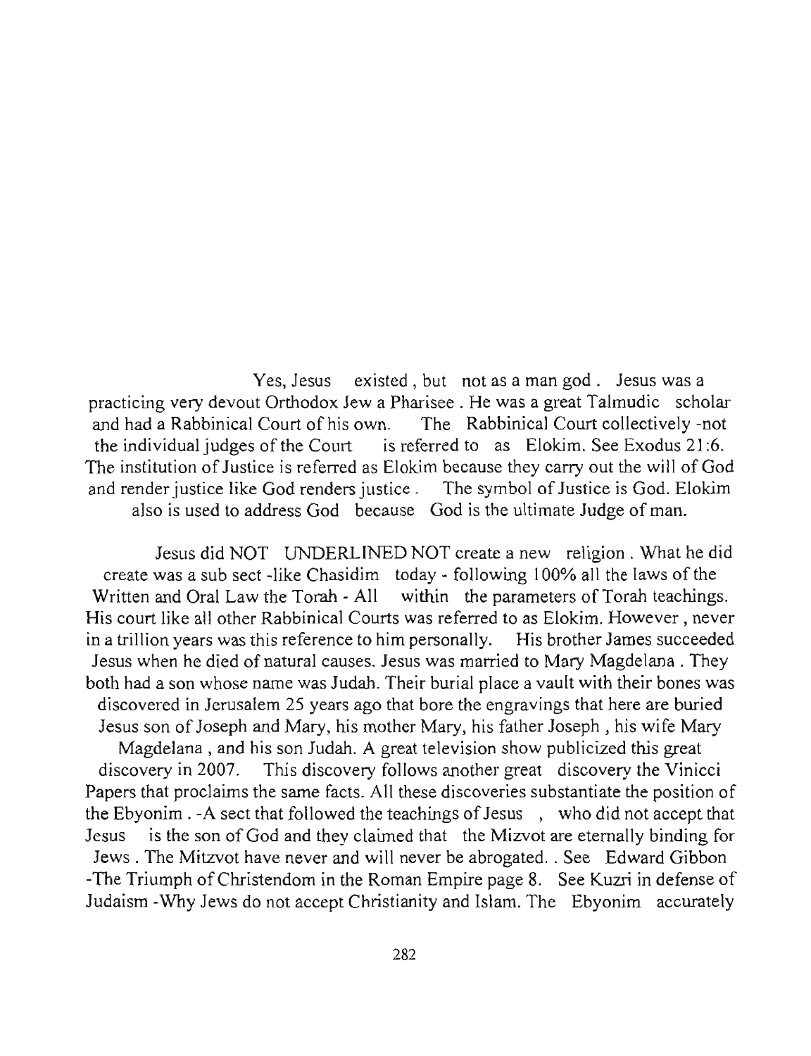Yes, Jesus existed , but not as a man god . Jesus was a practicing very devout Orthodox Jew a Pharisee . He was a great Talmudic scholar and had a Rabbinical Court of his own. The Rabbinical Court collectively -not the individual judges of the Court is referred to as Elokim. See Exodus 21:6. The institution of Justice is referred as Elokim because they carry out the will of God and render justice like God renders justice . The symbol of Justice is God. Elokim also is used to address God because God is the ultimate Judge of man.

Jesus did NOT UNDERLINED NOT create a new religion . What he did create was a sub sect -like Chasidim today - following 100% all the laws of the Written and Oral Law the Torah - All within the parameters of Torah teachings. His court like all other Rabbinical Courts was referred to as Elokim. However , never in a trillion years was this reference to him personally. His brother James succeeded Jesus when he died of natural causes. Jesus was married to Mary Magdelana . They both had a son whose name was Judah. Their burial place a vault with their bones was discovered in Jerusalem 25 years ago that bore the engravings that here are buried Jesus son of Joseph and Mary, his mother Mary, his father Joseph , his wife Mary Magdelana , and his son Judah. A great television show publicized this great discovery in 2007. This discovery follows another great discovery the Vinicci Papers that proclaims the same facts. All these discoveries substantiate the position of the Ebyonim . -A sect that followed the teachings of Jesus , who did not accept that Jesus is the son of God and they claimed that the Mizvot are eternally binding for Jews . The Mitzvot have never and will never be abrogated. . See Edward Gibbon -The Triumph of Christendom in the Roman Empire page 8. See Kuzri in defense of Judaism -Why Jews do not accept Christianity and Islam. The Ebyonim accurately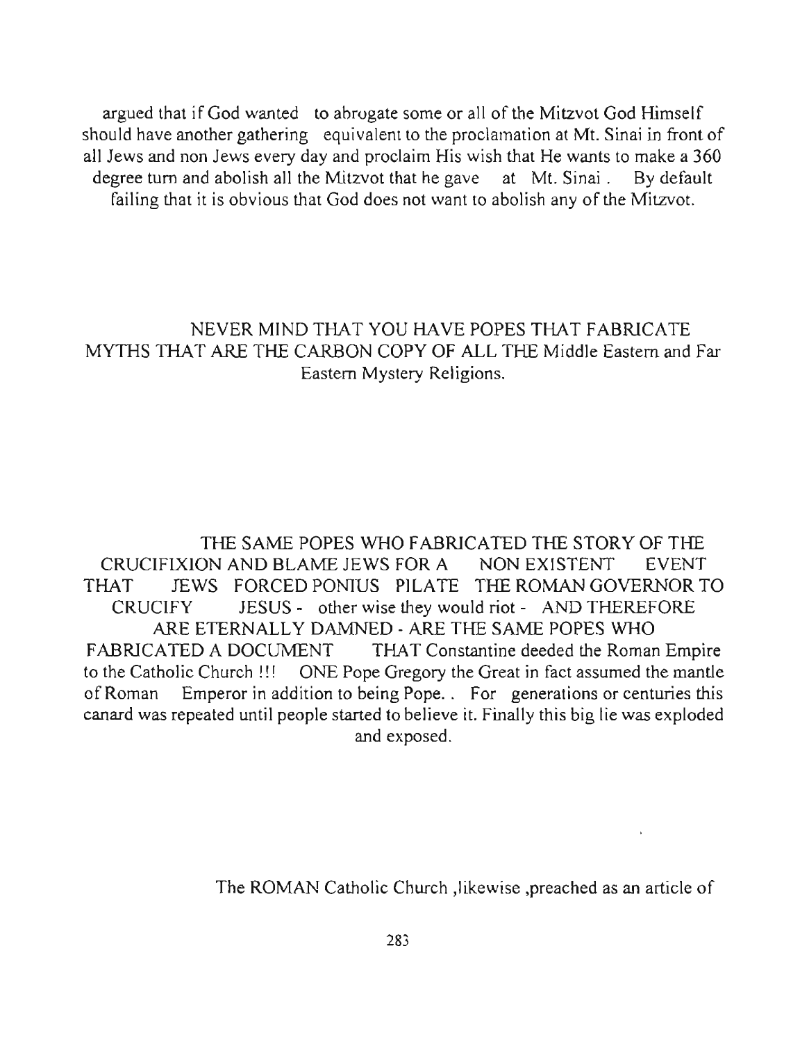argued that if God wanted to abrogate some or all of the Mitzvot God Himself should have another gathering equivalent to the proclamation at Mt. Sinai in front of all Jews and non Jews every day and proclaim His wish that He wants to make a 360 degree turn and abolish all the Mitzvot that he gave at Mt. Sinai . By default failing that it is obvious that God does not want to abolish any of the Mitzvot.

NEVER MIND THAT YOU HAVE POPES THAT FABRICATE MYTHS THAT ARE THE CARBON COPY OF ALL THE Middle Eastern and Far Eastern Mystery Religions.

THE SAME POPES WHO FABRICATED THE STORY OF THE CRUCIFIXION AND BLAME JEWS FOR A NON EXISTENT EVENT THAT JEWS FORCED PONIUS PILATE THE ROMAN GOVERNOR TO CRUCIFY JESUS - other wise they would riot - AND THEREFORE ARE ETERNALLY DAMNED - ARE THE SAME POPES WHO FABRICATED A DOCUMENT THAT Constantine deeded the Roman Empire to the Catholic Church !!! ONE Pope Gregory the Great in fact assumed the mantle of Roman Emperor in addition to being Pope. . For generations or centuries this canard was repeated until people started to believe it. Finally this big lie was exploded and exposed.

The ROMAN Catholic Church ,likewise ,preached as an article of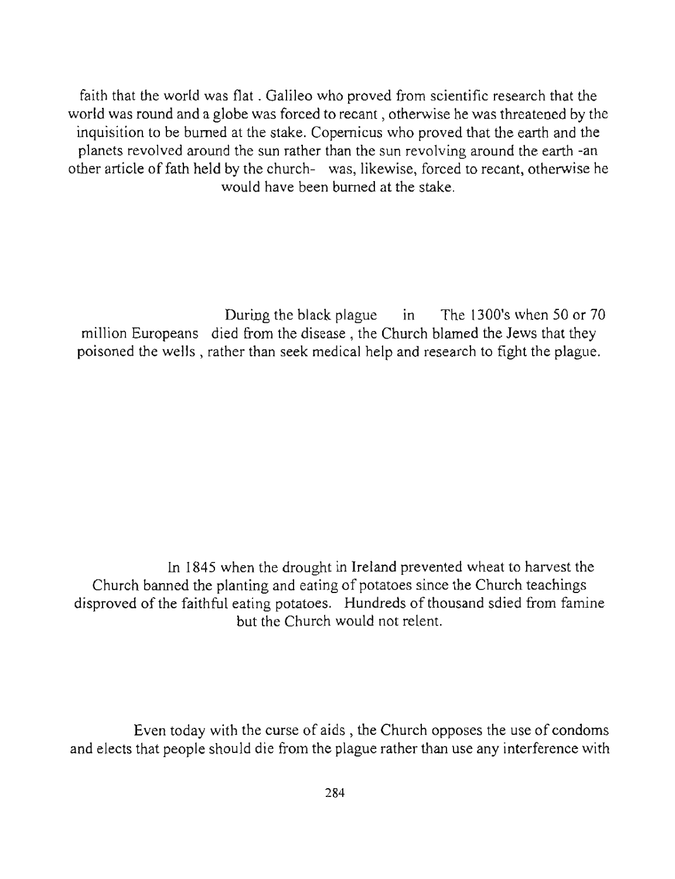faith that the world was flat . Galileo who proved from scientific research that the world was round and a globe was forced to recant , otherwise he was threatened by the inquisition to be burned at the stake. Copernicus who proved that the earth and the planets revolved around the sun rather than the sun revolving around the earth -an other article of fath held by the church- was, likewise, forced to recant, otherwise he would have been burned at the stake.

During the black plague in The 1300's when 50 or 70 million Europeans died from the disease , the Church blamed the Jews that they poisoned the wells , rather than seek medical help and research to fight the plague.

In 1845 when the drought in Ireland prevented wheat to harvest the Church banned the planting and eating of potatoes since the Church teachings disproved of the faithful eating potatoes. Hundreds of thousand sdied from famine but the Church would not relent.

Even today with the curse of aids , the Church opposes the use of condoms and elects that people should die from the plague rather than use any interference with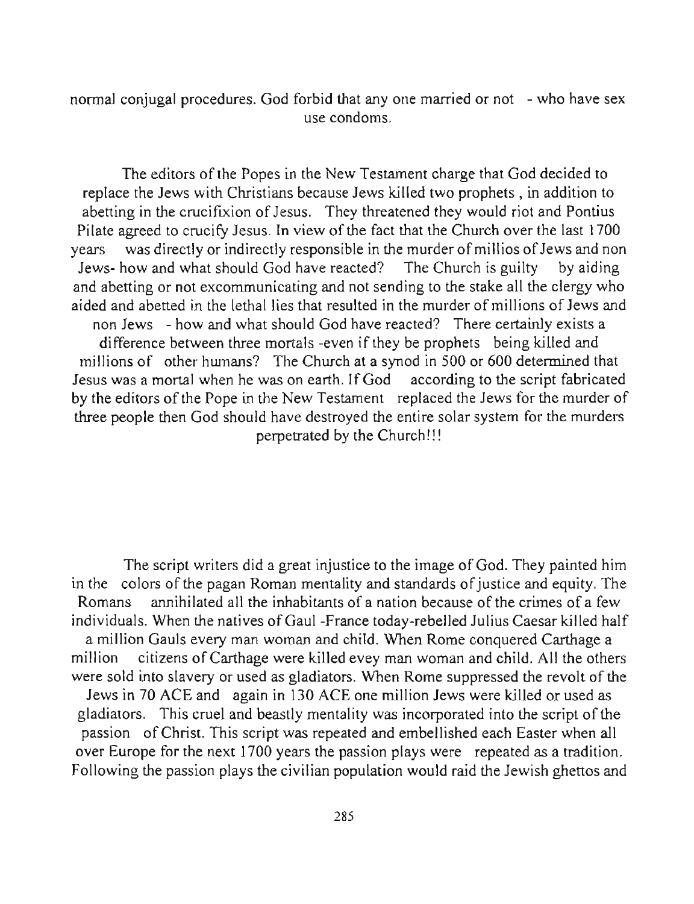normal conjugal procedures. God forbid that any one married or not - who have sex use condoms.

The editors of the Popes in the New Testament charge that God decided to replace the Jews with Christians because Jews killed two prophets , in addition to abetting in the crucifixion of Jesus. They threatened they would riot and Pontius Pilate agreed to crucify Jesus. In view of the fact that the Church over the last 1700 years was directly or indirectly responsible in the murder of millios of Jews and non Jews- how and what should God have reacted? The Church is guilty by aiding and abetting or not excommunicating and not sending to the stake all the clergy who aided and abetted in the lethal lies that resulted in the murder of millions of Jews and non Jews - how and what should God have reacted? There certainly exists a difference between three mortals -even if they be prophets being killed and millions of other humans? The Church at a synod in 500 or 600 determined that Jesus was a mortal when he was on earth. If God according to the script fabricated by the editors of the Pope in the New Testament replaced the Jews for the murder of three people then God should have destroyed the entire solar system for the murders perpetrated by the Church!!!

The script writers did a great injustice to the image of God. They painted him in the colors of the pagan Roman mentality and standards of justice and equity. The Romans annihilated all the inhabitants of a nation because of the crimes of a few individuals. When the natives of Gaul -France today-rebelled Julius Caesar killed half a million Gauls every man woman and child. When Rome conquered Carthage a million citizens of Carthage were killed evey man woman and child. All the others were sold into slavery or used as gladiators. When Rome suppressed the revolt of the Jews in 70 ACE and again in 130 ACE one million Jews were killed or used as gladiators. This cruel and beastly mentality was incorporated into the script of the passion of Christ. This script was repeated and embellished each Easter when all over Europe for the next 1700 years the passion plays were repeated as a tradition. Following the passion plays the civilian population would raid the Jewish ghettos and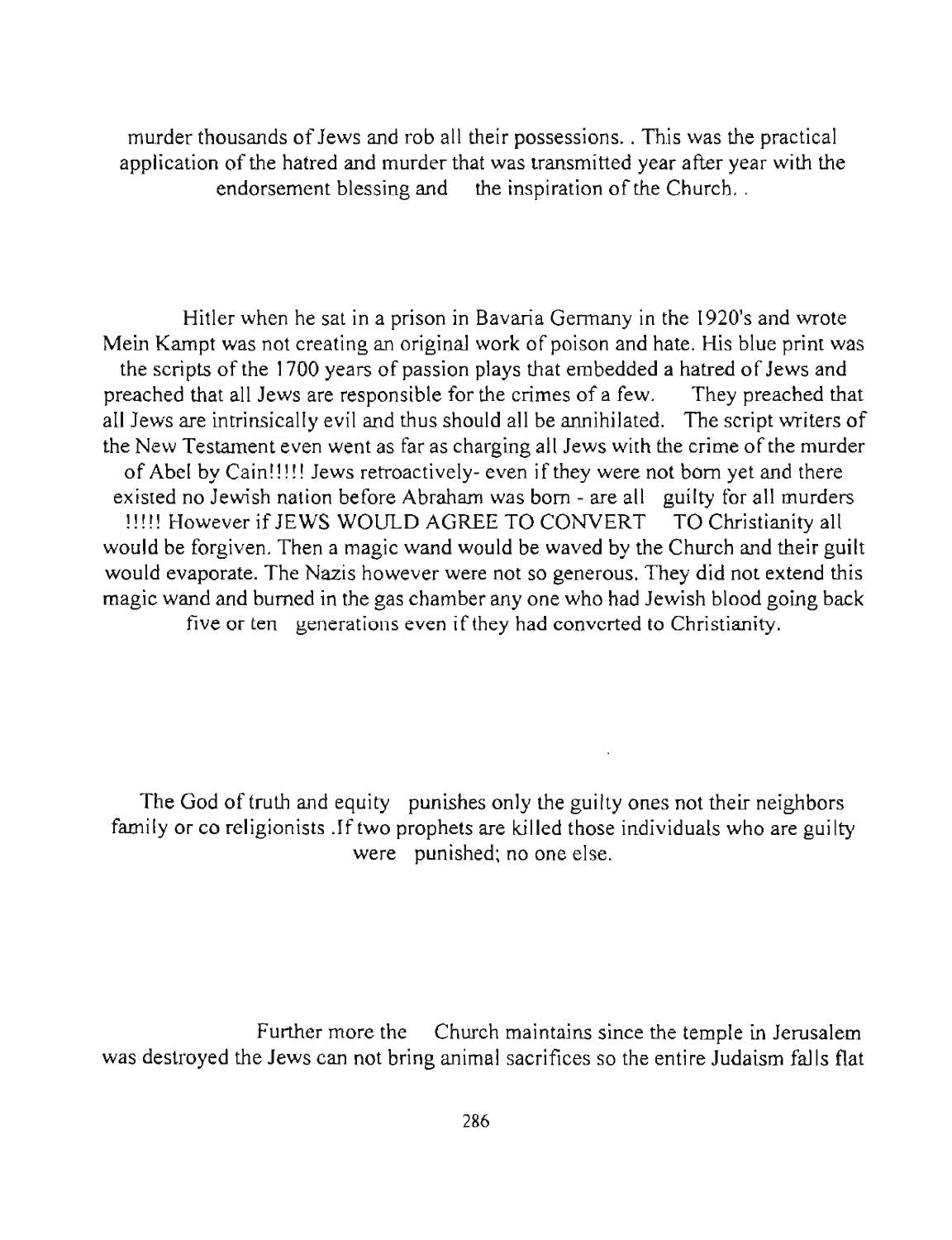murder thousands of Jews and rob all their possessions. . This was the practical application of the hatred and murder that was transmitted year after year with the endorsement blessing and the inspiration of the Church. .

Hitler when he sat in a prison in Bavaria Germany in the 1920's and wrote Mein Kampt was not creating an original work of poison and hate. His blue print was the scripts of the 1700 years of passion plays that embedded a hatred of Jews and preached that all Jews are responsible for the crimes of a few. They preached that all Jews are intrinsically evil and thus should all be annihilated. The script writers of the New Testament even went as far as charging all Jews with the crime of the murder of Abel by Cain!!!!! Jews retroactively- even if they were not born yet and there existed no Jewish nation before Abraham was born - are all guilty for all murders !!!!! However if JEWS WOULD AGREE TO CONVERT TO Christianity all would be forgiven. Then a magic wand would be waved by the Church and their guilt would evaporate. The Nazis however were not so generous. They did not extend this magic wand and burned in the gas chamber any one who had Jewish blood going back five or ten generations even if they had converted to Christianity.

The God of truth and equity punishes only the guilty ones not their neighbors family or co religionists .If two prophets are killed those individuals who are guilty were punished; no one else.

Further more the Church maintains since the temple in Jerusalem was destroyed the Jews can not bring animal sacrifices so the entire Judaism falls flat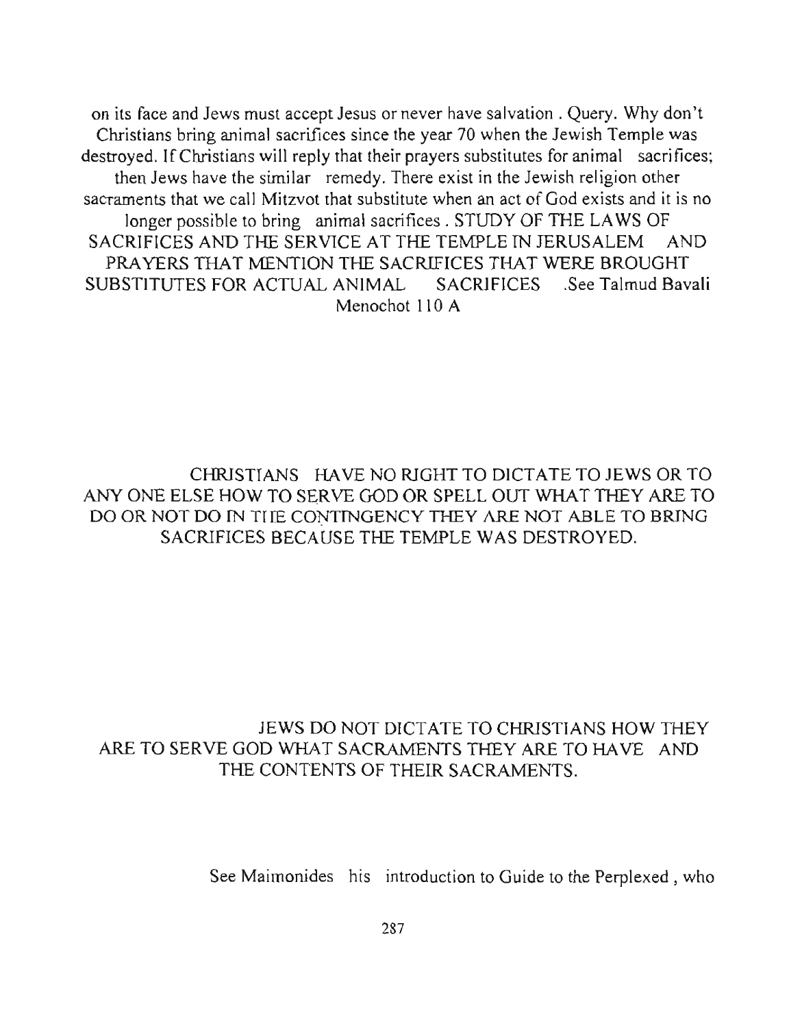on its face and Jews must accept Jesus or never have salvation . Query. Why don't Christians bring animal sacrifices since the year 70 when the Jewish Temple was destroyed. If Christians will reply that their prayers substitutes for animal sacrifices; then Jews have the similar remedy. There exist in the Jewish religion other sacraments that we call Mitzvot that substitute when an act of God exists and it is no longer possible to bring animal sacrifices . STUDY OF THE LAWS OF SACRIFICES AND THE SERVICE AT THE TEMPLE IN JERUSALEM AND PRAYERS THAT MENTION THE SACRIFICES THAT WERE BROUGHT SUBSTITUTES FOR ACTUAL ANIMAL SACRIFICES .See Talmud Bavali Menochot 110 A

CHRISTIANS HAVE NO RIGHT TO DICTATE TO JEWS OR TO ANY ONE ELSE HOW TO SERVE GOD OR SPELL OUT WHAT THEY ARE TO DO OR NOT DO IN THE CONTINGENCY THEY ARE NOT ABLE TO BRING SACRIFICES BECAUSE THE TEMPLE WAS DESTROYED.

JEWS DO NOT DICTATE TO CHRISTIANS HOW THEY ARE TO SERVE GOD WHAT SACRAMENTS THEY ARE TO HAVE AND THE CONTENTS OF THEIR SACRAMENTS.

See Maimonides his introduction to Guide to the Perplexed , who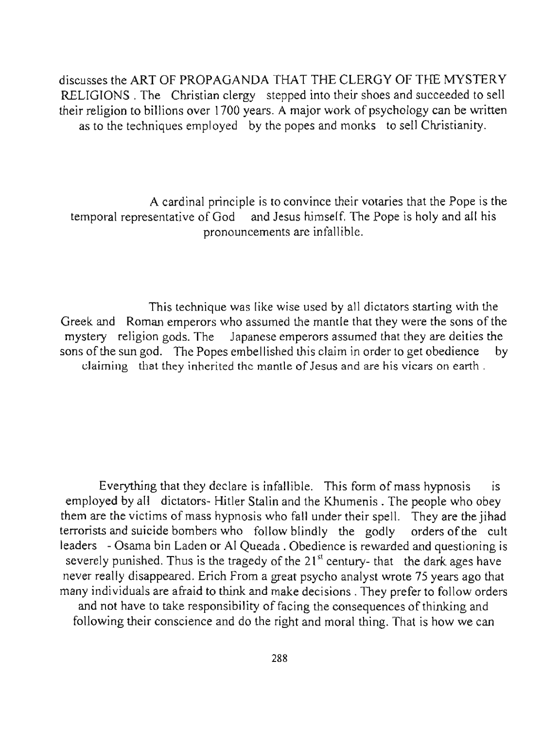discusses the ART OF PROPAGANDA THAT THE CLERGY OF THE MYSTERY RELIGIONS . The Christian clergy stepped into their shoes and succeeded to sell their religion to billions over 1700 years. A major work of psychology can be written as to the techniques employed by the popes and monks to sell Christianity.

A cardinal principle is to convince their votaries that the Pope is the temporal representative of God and Jesus himself. The Pope is holy and all his pronouncements are infallible.

This technique was like wise used by all dictators starting with the Greek and Roman emperors who assumed the mantle that they were the sons of the mystery religion gods. The Japanese emperors assumed that they are deities the sons of the sun god. The Popes embellished this claim in order to get obedience by claiming that they inherited the mantle of Jesus and are his vicars on earth .

Everything that they declare is infallible. This form of mass hypnosis is employed by all dictators- Hitler Stalin and the Khumenis . The people who obey them are the victims of mass hypnosis who fall under their spell. They are the jihad terrorists and suicide bombers who follow blindly the godly orders of the cult leaders - Osama bin Laden or Al Queada . Obedience is rewarded and questioning is severely punished. Thus is the tragedy of the 21st century- that the dark ages have never really disappeared. Erich From a great psycho analyst wrote 75 years ago that many individuals are afraid to think and make decisions . They prefer to follow orders and not have to take responsibility of facing the consequences of thinking and following their conscience and do the right and moral thing. That is how we can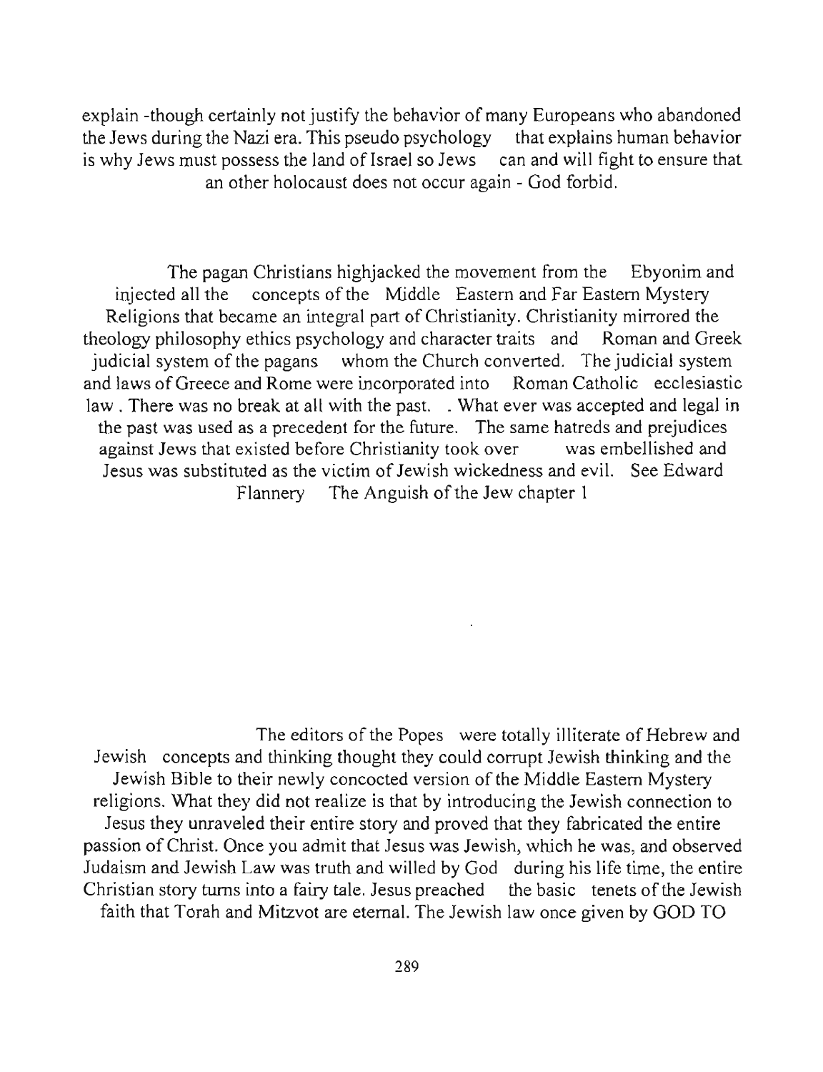explain -though certainly not justify the behavior of many Europeans who abandoned the Jews during the Nazi era. This pseudo psychology that explains human behavior is why Jews must possess the land of Israel so Jews can and will fight to ensure that an other holocaust does not occur again - God forbid.

The pagan Christians highjacked the movement from the Ebyonim and injected all the concepts of the Middle Eastern and Far Eastern Mystery Religions that became an integral part of Christianity. Christianity mirrored the theology philosophy ethics psychology and character traits and Roman and Greek judicial system of the pagans whom the Church converted. The judicial system and laws of Greece and Rome were incorporated into Roman Catholic ecclesiastic law . There was no break at all with the past. . What ever was accepted and legal in the past was used as a precedent for the future. The same hatreds and prejudices against Jews that existed before Christianity took over was embellished and Jesus was substituted as the victim of Jewish wickedness and evil. See Edward Flannery The Anguish of the Jew chapter 1

The editors of the Popes were totally illiterate of Hebrew and Jewish concepts and thinking thought they could corrupt Jewish thinking and the Jewish Bible to their newly concocted version of the Middle Eastern Mystery religions. What they did not realize is that by introducing the Jewish connection to Jesus they unraveled their entire story and proved that they fabricated the entire passion of Christ. Once you admit that Jesus was Jewish, which he was, and observed Judaism and Jewish Law was truth and willed by God during his life time, the entire Christian story turns into a fairy tale. Jesus preached the basic tenets of the Jewish faith that Torah and Mitzvot are eternal. The Jewish law once given by GOD TO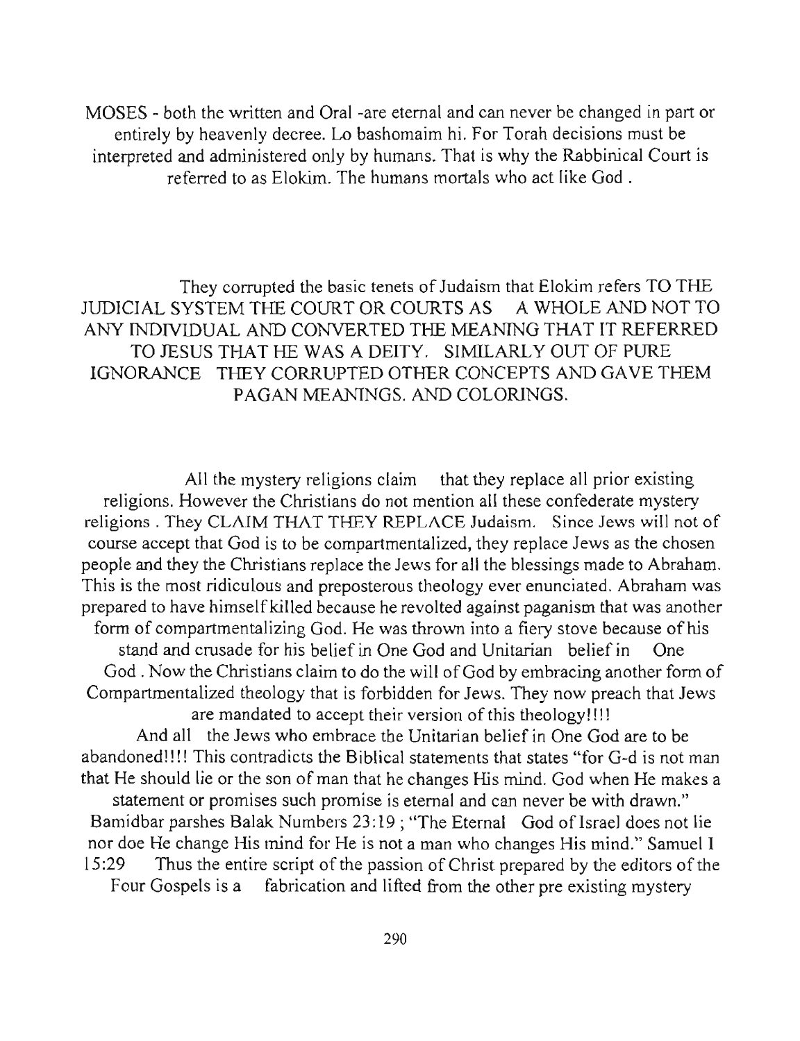MOSES - both the written and Oral -are eternal and can never be changed in part or entirely by heavenly decree. Lo bashomaim hi. For Torah decisions must be interpreted and administered only by humans. That is why the Rabbinical Court is referred to as Elokim. The humans mortals who act like God .

They corrupted the basic tenets of Judaism that Elokim refers TO THE JUDICIAL SYSTEM THE COURT OR COURTS AS A WHOLE AND NOT TO ANY INDIVIDUAL AND CONVERTED THE MEANING THAT IT REFERRED TO JESUS THAT HE WAS A DEITY. SIMILARLY OUT OF PURE IGNORANCE THEY CORRUPTED OTHER CONCEPTS AND GAVE THEM PAGAN MEANINGS. AND COLORINGS.

All the mystery religions claim that they replace all prior existing religions. However the Christians do not mention all these confederate mystery religions . They CLAIM THAT THEY REPLACE Judaism. Since Jews will not of course accept that God is to be compartmentalized, they replace Jews as the chosen people and they the Christians replace the Jews for all the blessings made to Abraham. This is the most ridiculous and preposterous theology ever enunciated. Abraham was prepared to have himself killed because he revolted against paganism that was another form of compartmentalizing God. He was thrown into a fiery stove because of his stand and crusade for his belief in One God and Unitarian belief in One God . Now the Christians claim to do the will of God by embracing another form of Compartmentalized theology that is forbidden for Jews. They now preach that Jews are mandated to accept their version of this theology!!!!

And all the Jews who embrace the Unitarian belief in One God are to be abandoned!!!! This contradicts the Biblical statements that states "for G-d is not man that He should lie or the son of man that he changes His mind. God when He makes a statement or promises such promise is eternal and can never be with drawn." Bamidbar parshes Balak Numbers 23:19 ; "The Eternal God of Israel does not lie nor doe He change His mind for He is not a man who changes His mind." Samuel I 15:29 Thus the entire script of the passion of Christ prepared by the editors of the Four Gospels is a fabrication and lifted from the other pre existing mystery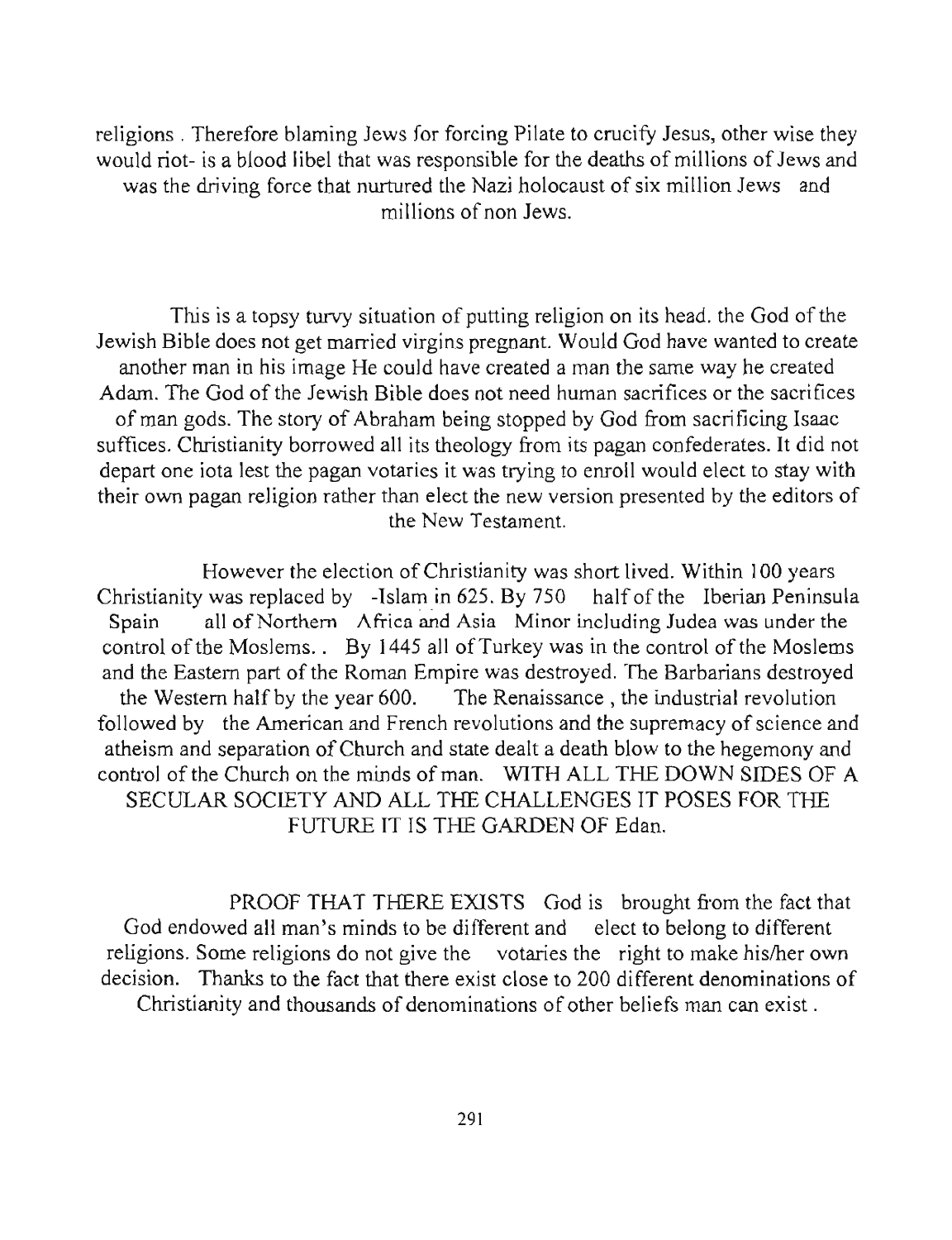religions . Therefore blaming Jews for forcing Pilate to crucify Jesus, other wise they would riot- is a blood libel that was responsible for the deaths of millions of Jews and was the driving force that nurtured the Nazi holocaust of six million Jews and millions of non Jews.

This is a topsy turvy situation of putting religion on its head. the God of the Jewish Bible does not get married virgins pregnant. Would God have wanted to create another man in his image He could have created a man the same way he created Adam. The God of the Jewish Bible does not need human sacrifices or the sacrifices of man gods. The story of Abraham being stopped by God from sacrificing Isaac suffices. Christianity borrowed all its theology from its pagan confederates. It did not depart one iota lest the pagan votaries it was trying to enroll would elect to stay with their own pagan religion rather than elect the new version presented by the editors of the New Testament.

However the election of Christianity was short lived. Within 100 years Christianity was replaced by -Islam in 625. By 750 half of the Iberian Peninsula Spain all of Northern Africa and Asia Minor including Judea was under the control of the Moslems. . By 1445 all of Turkey was in the control of the Moslems and the Eastern part of the Roman Empire was destroyed. The Barbarians destroyed the Western half by the year 600. The Renaissance , the industrial revolution followed by the American and French revolutions and the supremacy of science and atheism and separation of Church and state dealt a death blow to the hegemony and control of the Church on the minds of man. WITH ALL THE DOWN SIDES OF A SECULAR SOCIETY AND ALL THE CHALLENGES IT POSES FOR THE FUTURE IT IS THE GARDEN OF Edan.

PROOF THAT THERE EXISTS God is brought from the fact that God endowed all man's minds to be different and elect to belong to different religions. Some religions do not give the votaries the right to make his/her own decision. Thanks to the fact that there exist close to 200 different denominations of Christianity and thousands of denominations of other beliefs man can exist .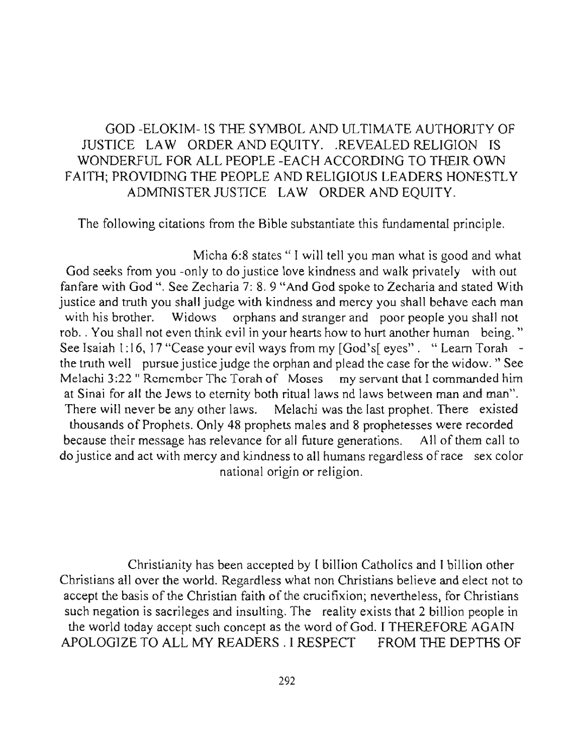GOD -ELOKIM- IS THE SYMBOL AND ULTIMATE AUTHORITY OF JUSTICE LAW ORDER AND EQUITY. .REVEALED RELIGION IS WONDERFUL FOR ALL PEOPLE -EACH ACCORDING TO THEIR OWN FAITH; PROVIDING THE PEOPLE AND RELIGIOUS LEADERS HONESTLY ADMINISTER JUSTICE LAW ORDER AND EQUITY.

The following citations from the Bible substantiate this fundamental principle.

Micha 6:8 states " I will tell you man what is good and what God seeks from you -only to do justice love kindness and walk privately with out fanfare with God ". See Zecharia 7: 8. 9 "And God spoke to Zecharia and stated With justice and truth you shall judge with kindness and mercy you shall behave each man with his brother. Widows orphans and stranger and poor people you shall not rob. . You shall not even think evil in your hearts how to hurt another human being. " See Isaiah 1:16, 17 "Cease your evil ways from my [God's[ eyes" . " Learn Torah - the truth well pursue justice judge the orphan and plead the case for the widow. " See Melachi 3:22 " Remember The Torah of Moses my servant that I commanded him at Sinai for all the Jews to eternity both ritual laws nd laws between man and man". There will never be any other laws. Melachi was the last prophet. There existed thousands of Prophets. Only 48 prophets males and 8 prophetesses were recorded because their message has relevance for all future generations. All of them call to do justice and act with mercy and kindness to all humans regardless of race sex color national origin or religion.

Christianity has been accepted by I billion Catholics and I billion other Christians all over the world. Regardless what non Christians believe and elect not to accept the basis of the Christian faith of the crucifixion; nevertheless, for Christians such negation is sacrileges and insulting. The reality exists that 2 billion people in the world today accept such concept as the word of God. I THEREFORE AGAIN APOLOGIZE TO ALL MY READERS . I RESPECT FROM THE DEPTHS OF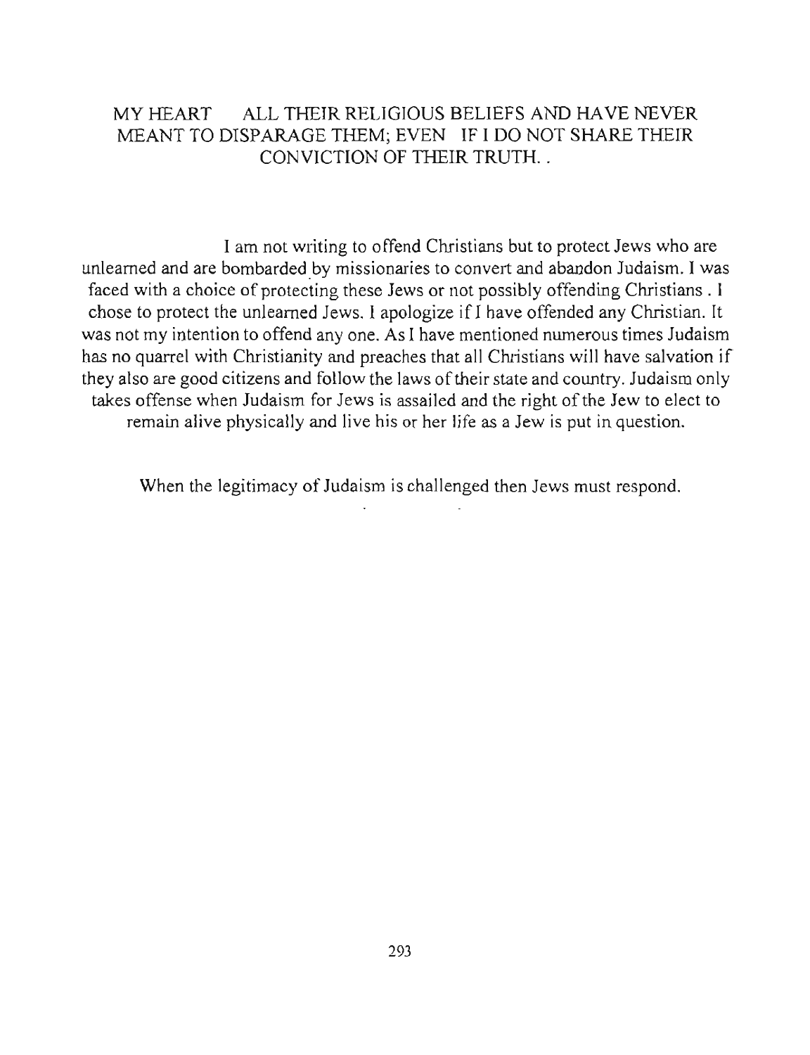MY HEART ALL THEIR RELIGIOUS BELIEFS AND HAVE NEVER MEANT TO DISPARAGE THEM; EVEN IF I DO NOT SHARE THEIR CONVICTION OF THEIR TRUTH. .

I am not writing to offend Christians but to protect Jews who are unlearned and are bombarded by missionaries to convert and abandon Judaism. I was faced with a choice of protecting these Jews or not possibly offending Christians . I chose to protect the unlearned Jews. I apologize if I have offended any Christian. It was not my intention to offend any one. As I have mentioned numerous times Judaism has no quarrel with Christianity and preaches that all Christians will have salvation if they also are good citizens and follow the laws of their state and country. Judaism only takes offense when Judaism for Jews is assailed and the right of the Jew to elect to remain alive physically and live his or her life as a Jew is put in question.

When the legitimacy of Judaism is challenged then Jews must respond.